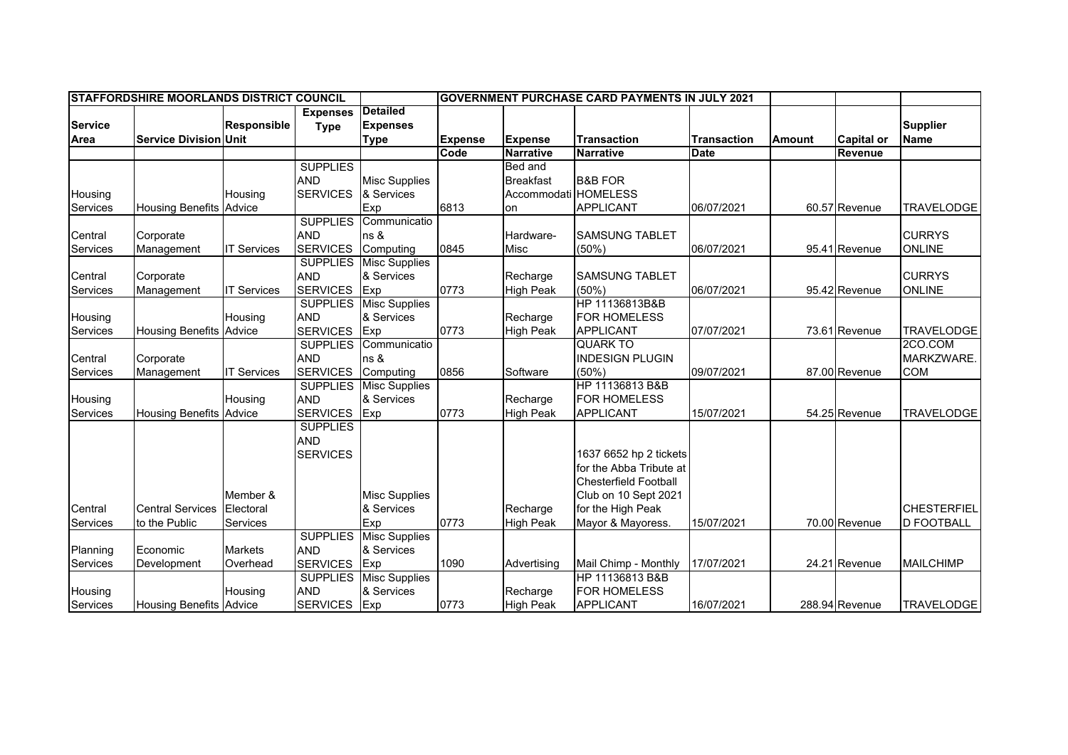| STAFFORDSHIRE MOORLANDS DISTRICT COUNCIL | | | | | GOVERNMENT PURCHASE CARD PAYMENTS IN JULY 2021 | | | | | | |
|---|---|---|---|---|---|---|---|---|---|---|---|
| Service Area | Service Division | Responsible Unit | Expenses Type | Detailed Expenses Type | Expense Code | Expense Narrative | Transaction Narrative | Transaction Date | Amount | Capital or Revenue | Supplier Name |
| Housing Services | Housing Benefits | Housing Advice | SUPPLIES AND SERVICES | Misc Supplies & Services Exp | 6813 | Bed and Breakfast Accommodation | B&B FOR HOMELESS APPLICANT | 06/07/2021 | 60.57 | Revenue | TRAVELODGE |
| Central Services | Corporate Management | IT Services | SUPPLIES AND SERVICES | Communications & Computing | 0845 | Hardware-Misc | SAMSUNG TABLET (50%) | 06/07/2021 | 95.41 | Revenue | CURRYS ONLINE |
| Central Services | Corporate Management | IT Services | SUPPLIES AND SERVICES | Misc Supplies & Services Exp | 0773 | Recharge High Peak | SAMSUNG TABLET (50%) | 06/07/2021 | 95.42 | Revenue | CURRYS ONLINE |
| Housing Services | Housing Benefits | Housing Advice | SUPPLIES AND SERVICES | Misc Supplies & Services Exp | 0773 | Recharge High Peak | HP 11136813B&B FOR HOMELESS APPLICANT | 07/07/2021 | 73.61 | Revenue | TRAVELODGE |
| Central Services | Corporate Management | IT Services | SUPPLIES AND SERVICES | Communications & Computing | 0856 | Software | QUARK TO INDESIGN PLUGIN (50%) | 09/07/2021 | 87.00 | Revenue | 2CO.COM MARKZWARE.COM |
| Housing Services | Housing Benefits | Housing Advice | SUPPLIES AND SERVICES | Misc Supplies & Services Exp | 0773 | Recharge High Peak | HP 11136813 B&B FOR HOMELESS APPLICANT | 15/07/2021 | 54.25 | Revenue | TRAVELODGE |
| Central Services | Central Services to the Public | Member & Electoral Services | SUPPLIES AND SERVICES | Misc Supplies & Services Exp | 0773 | Recharge High Peak | 1637 6652 hp 2 tickets for the Abba Tribute at Chesterfield Football Club on 10 Sept 2021 for the High Peak Mayor & Mayoress. | 15/07/2021 | 70.00 | Revenue | CHESTERFIELD FOOTBALL |
| Planning Services | Economic Development | Markets Overhead | SUPPLIES AND SERVICES | Misc Supplies & Services Exp | 1090 | Advertising | Mail Chimp - Monthly | 17/07/2021 | 24.21 | Revenue | MAILCHIMP |
| Housing Services | Housing Benefits | Housing Advice | SUPPLIES AND SERVICES | Misc Supplies & Services Exp | 0773 | Recharge High Peak | HP 11136813 B&B FOR HOMELESS APPLICANT | 16/07/2021 | 288.94 | Revenue | TRAVELODGE |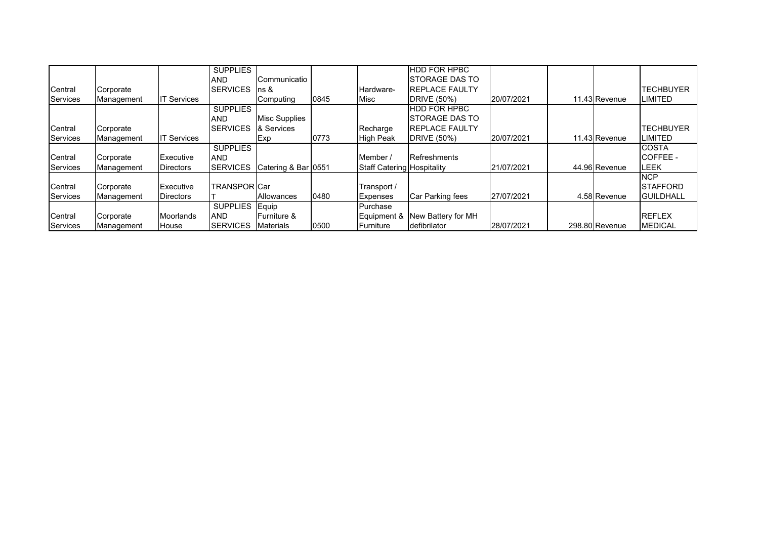| | | | | | | | | | | | |
|---|---|---|---|---|---|---|---|---|---|---|---|
| Central Services | Corporate Management | IT Services | SUPPLIES AND SERVICES | Communications & Computing | 0845 | Hardware-Misc | HDD FOR HPBC STORAGE DAS TO REPLACE FAULTY DRIVE (50%) | 20/07/2021 | 11.43 | Revenue | TECHBUYER LIMITED |
| Central Services | Corporate Management | IT Services | SUPPLIES AND SERVICES | Misc Supplies & Services Exp | 0773 | Recharge High Peak | HDD FOR HPBC STORAGE DAS TO REPLACE FAULTY DRIVE (50%) | 20/07/2021 | 11.43 | Revenue | TECHBUYER LIMITED |
| Central Services | Corporate Management | Executive Directors | SUPPLIES AND SERVICES | Catering & Bar | 0551 | Member / Staff Catering | Refreshments Hospitality | 21/07/2021 | 44.96 | Revenue | COSTA COFFEE - LEEK |
| Central Services | Corporate Management | Executive Directors | TRANSPORT | Car Allowances | 0480 | Transport / Expenses | Car Parking fees | 27/07/2021 | 4.58 | Revenue | NCP STAFFORD GUILDHALL |
| Central Services | Corporate Management | Moorlands House | SUPPLIES AND SERVICES | Equip Furniture & Materials | 0500 | Purchase Equipment & Furniture | New Battery for MH defibrilator | 28/07/2021 | 298.80 | Revenue | REFLEX MEDICAL |